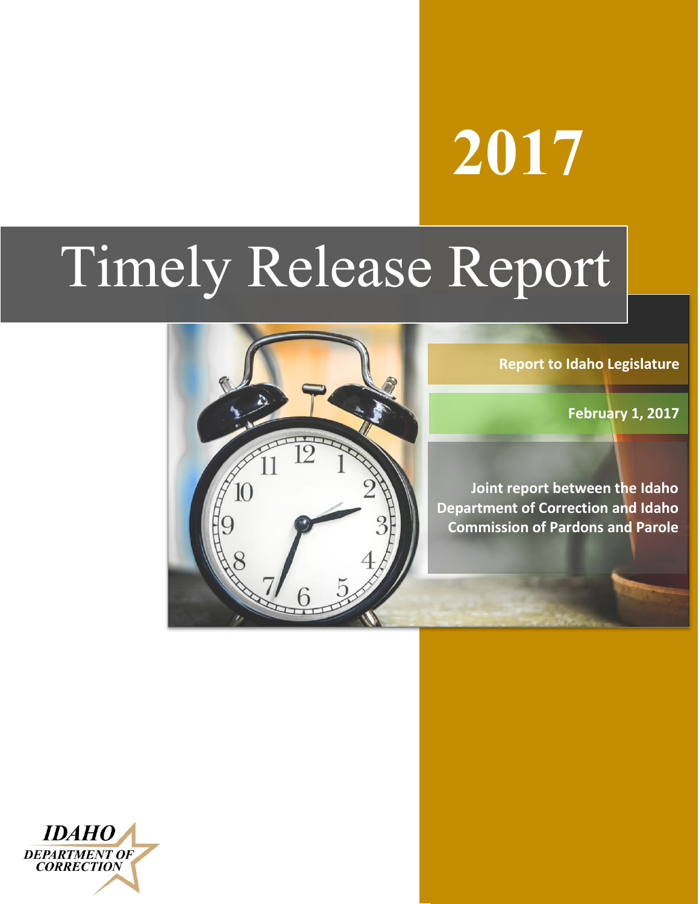# 2017

# Timely Release Report

**Report to Idaho Legislature**

**February 1, 2017**

**Joint report between the Idaho Department of Correction and Idaho Commission of Pardons and Parole**

IDAHO DEPARTMENT OF CORRECTION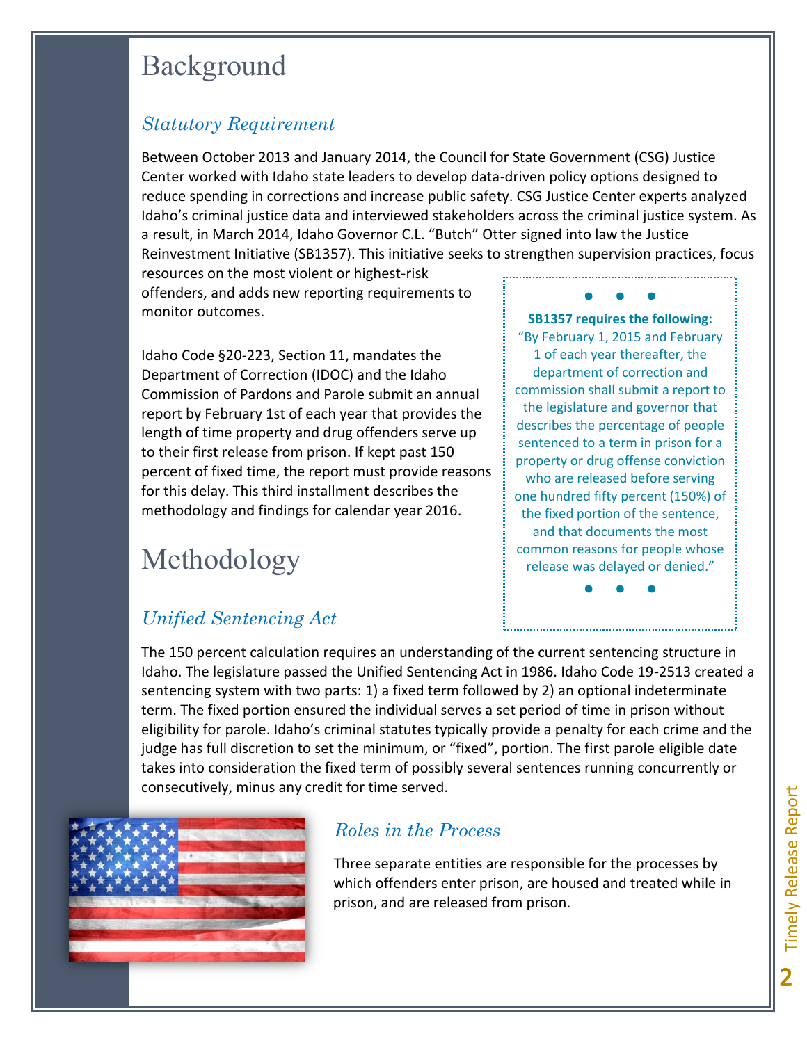# Background

## *Statutory Requirement*

Between October 2013 and January 2014, the Council for State Government (CSG) Justice Center worked with Idaho state leaders to develop data-driven policy options designed to reduce spending in corrections and increase public safety. CSG Justice Center experts analyzed Idaho's criminal justice data and interviewed stakeholders across the criminal justice system. As a result, in March 2014, Idaho Governor C.L. "Butch" Otter signed into law the Justice Reinvestment Initiative (SB1357). This initiative seeks to strengthen supervision practices, focus resources on the most violent or highest-risk offenders, and adds new reporting requirements to monitor outcomes.

Idaho Code §20-223, Section 11, mandates the Department of Correction (IDOC) and the Idaho Commission of Pardons and Parole submit an annual report by February 1st of each year that provides the length of time property and drug offenders serve up to their first release from prison. If kept past 150 percent of fixed time, the report must provide reasons for this delay. This third installment describes the methodology and findings for calendar year 2016.

> **SB1357 requires the following:**
> "By February 1, 2015 and February 1 of each year thereafter, the department of correction and commission shall submit a report to the legislature and governor that describes the percentage of people sentenced to a term in prison for a property or drug offense conviction who are released before serving one hundred fifty percent (150%) of the fixed portion of the sentence, and that documents the most common reasons for people whose release was delayed or denied."

# Methodology

## *Unified Sentencing Act*

The 150 percent calculation requires an understanding of the current sentencing structure in Idaho. The legislature passed the Unified Sentencing Act in 1986. Idaho Code 19-2513 created a sentencing system with two parts: 1) a fixed term followed by 2) an optional indeterminate term. The fixed portion ensured the individual serves a set period of time in prison without eligibility for parole. Idaho's criminal statutes typically provide a penalty for each crime and the judge has full discretion to set the minimum, or "fixed", portion. The first parole eligible date takes into consideration the fixed term of possibly several sentences running concurrently or consecutively, minus any credit for time served.

## *Roles in the Process*

Three separate entities are responsible for the processes by which offenders enter prison, are housed and treated while in prison, and are released from prison.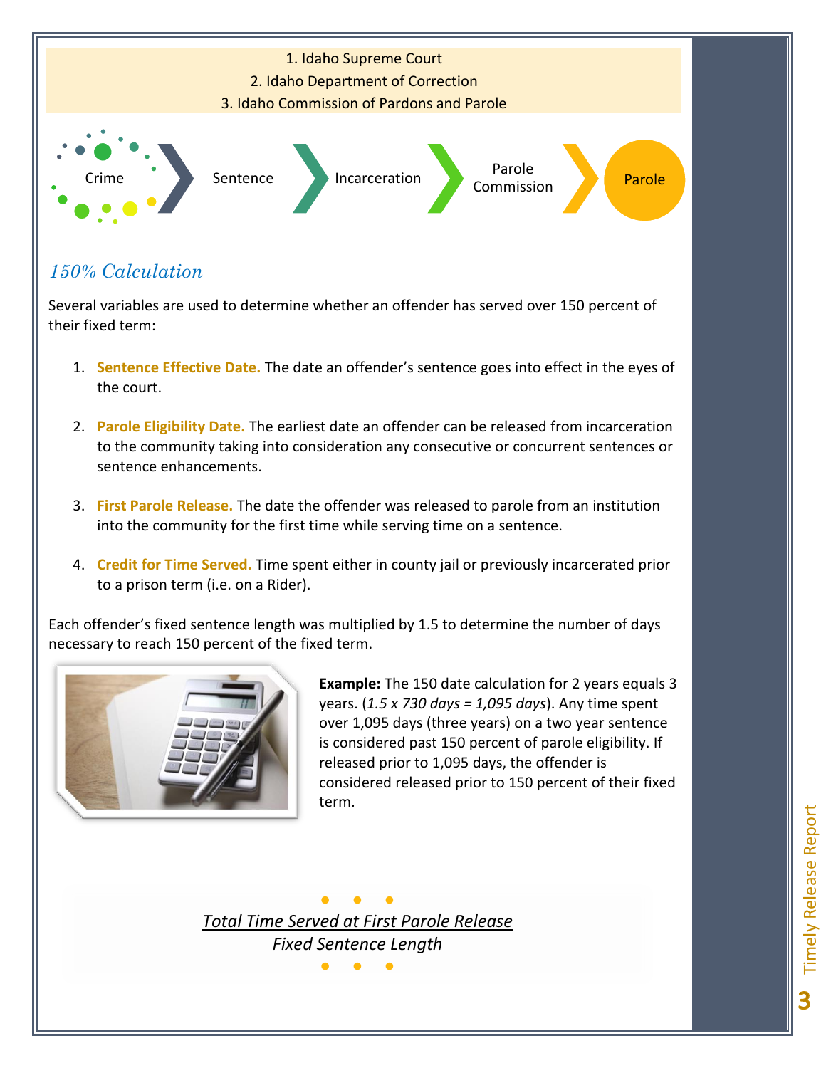1. Idaho Supreme Court
2. Idaho Department of Correction
3. Idaho Commission of Pardons and Parole

Crime → Sentence → Incarceration → Parole Commission → Parole

## *150% Calculation*

Several variables are used to determine whether an offender has served over 150 percent of their fixed term:

1. **Sentence Effective Date.** The date an offender's sentence goes into effect in the eyes of the court.

2. **Parole Eligibility Date.** The earliest date an offender can be released from incarceration to the community taking into consideration any consecutive or concurrent sentences or sentence enhancements.

3. **First Parole Release.** The date the offender was released to parole from an institution into the community for the first time while serving time on a sentence.

4. **Credit for Time Served.** Time spent either in county jail or previously incarcerated prior to a prison term (i.e. on a Rider).

Each offender's fixed sentence length was multiplied by 1.5 to determine the number of days necessary to reach 150 percent of the fixed term.

**Example:** The 150 date calculation for 2 years equals 3 years. (*1.5 x 730 days = 1,095 days*). Any time spent over 1,095 days (three years) on a two year sentence is considered past 150 percent of parole eligibility. If released prior to 1,095 days, the offender is considered released prior to 150 percent of their fixed term.

$$\frac{\textit{Total Time Served at First Parole Release}}{\textit{Fixed Sentence Length}}$$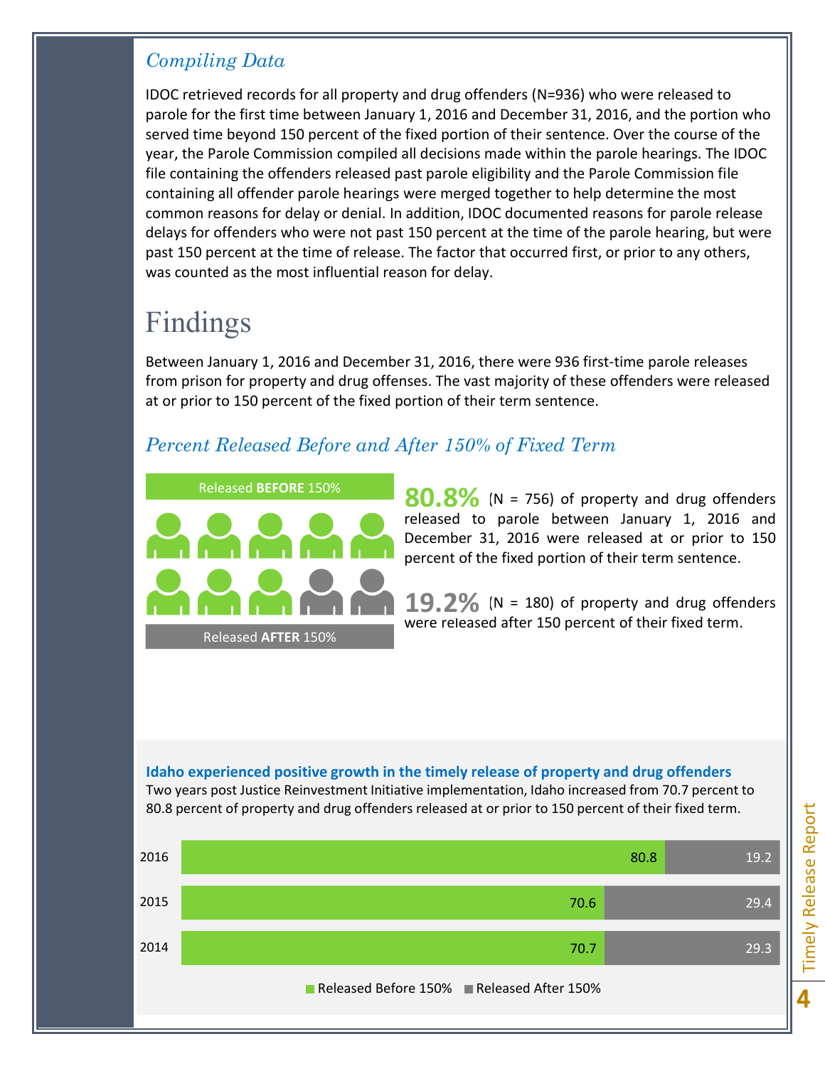## *Compiling Data*

IDOC retrieved records for all property and drug offenders (N=936) who were released to parole for the first time between January 1, 2016 and December 31, 2016, and the portion who served time beyond 150 percent of the fixed portion of their sentence. Over the course of the year, the Parole Commission compiled all decisions made within the parole hearings. The IDOC file containing the offenders released past parole eligibility and the Parole Commission file containing all offender parole hearings were merged together to help determine the most common reasons for delay or denial. In addition, IDOC documented reasons for parole release delays for offenders who were not past 150 percent at the time of the parole hearing, but were past 150 percent at the time of release. The factor that occurred first, or prior to any others, was counted as the most influential reason for delay.

# Findings

Between January 1, 2016 and December 31, 2016, there were 936 first-time parole releases from prison for property and drug offenses. The vast majority of these offenders were released at or prior to 150 percent of the fixed portion of their term sentence.

## *Percent Released Before and After 150% of Fixed Term*

Released **BEFORE** 150%

Released **AFTER** 150%

**80.8%** (N = 756) of property and drug offenders released to parole between January 1, 2016 and December 31, 2016 were released at or prior to 150 percent of the fixed portion of their term sentence.

**19.2%** (N = 180) of property and drug offenders were released after 150 percent of their fixed term.

**Idaho experienced positive growth in the timely release of property and drug offenders**

Two years post Justice Reinvestment Initiative implementation, Idaho increased from 70.7 percent to 80.8 percent of property and drug offenders released at or prior to 150 percent of their fixed term.

| Year | Released Before 150% | Released After 150% |
|---|---|---|
| 2016 | 80.8 | 19.2 |
| 2015 | 70.6 | 29.4 |
| 2014 | 70.7 | 29.3 |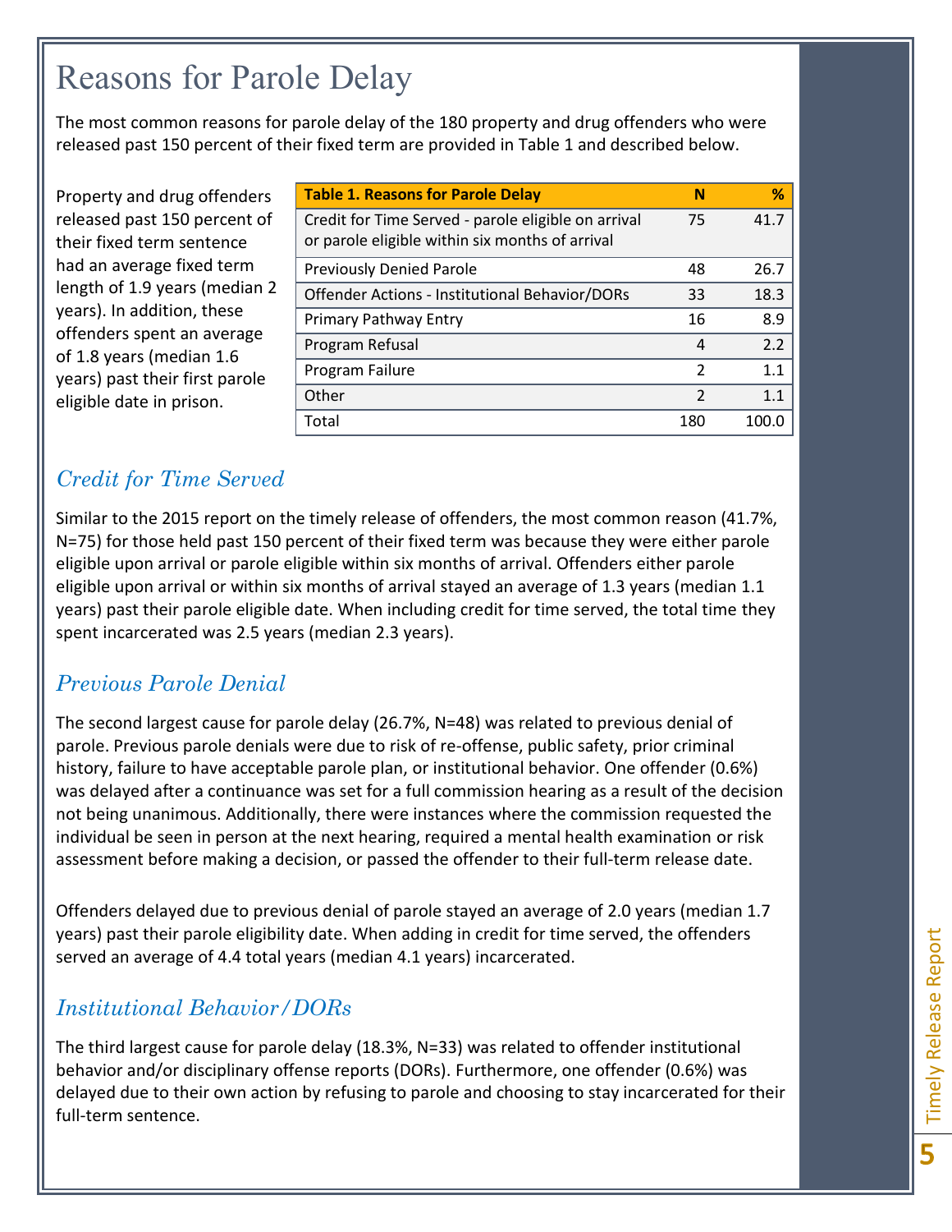# Reasons for Parole Delay

The most common reasons for parole delay of the 180 property and drug offenders who were released past 150 percent of their fixed term are provided in Table 1 and described below.

Property and drug offenders released past 150 percent of their fixed term sentence had an average fixed term length of 1.9 years (median 2 years). In addition, these offenders spent an average of 1.8 years (median 1.6 years) past their first parole eligible date in prison.

| Table 1. Reasons for Parole Delay | N | % |
|---|---|---|
| Credit for Time Served - parole eligible on arrival or parole eligible within six months of arrival | 75 | 41.7 |
| Previously Denied Parole | 48 | 26.7 |
| Offender Actions - Institutional Behavior/DORs | 33 | 18.3 |
| Primary Pathway Entry | 16 | 8.9 |
| Program Refusal | 4 | 2.2 |
| Program Failure | 2 | 1.1 |
| Other | 2 | 1.1 |
| Total | 180 | 100.0 |

## *Credit for Time Served*

Similar to the 2015 report on the timely release of offenders, the most common reason (41.7%, N=75) for those held past 150 percent of their fixed term was because they were either parole eligible upon arrival or parole eligible within six months of arrival. Offenders either parole eligible upon arrival or within six months of arrival stayed an average of 1.3 years (median 1.1 years) past their parole eligible date. When including credit for time served, the total time they spent incarcerated was 2.5 years (median 2.3 years).

## *Previous Parole Denial*

The second largest cause for parole delay (26.7%, N=48) was related to previous denial of parole. Previous parole denials were due to risk of re-offense, public safety, prior criminal history, failure to have acceptable parole plan, or institutional behavior. One offender (0.6%) was delayed after a continuance was set for a full commission hearing as a result of the decision not being unanimous. Additionally, there were instances where the commission requested the individual be seen in person at the next hearing, required a mental health examination or risk assessment before making a decision, or passed the offender to their full-term release date.

Offenders delayed due to previous denial of parole stayed an average of 2.0 years (median 1.7 years) past their parole eligibility date. When adding in credit for time served, the offenders served an average of 4.4 total years (median 4.1 years) incarcerated.

## *Institutional Behavior/DORs*

The third largest cause for parole delay (18.3%, N=33) was related to offender institutional behavior and/or disciplinary offense reports (DORs). Furthermore, one offender (0.6%) was delayed due to their own action by refusing to parole and choosing to stay incarcerated for their full-term sentence.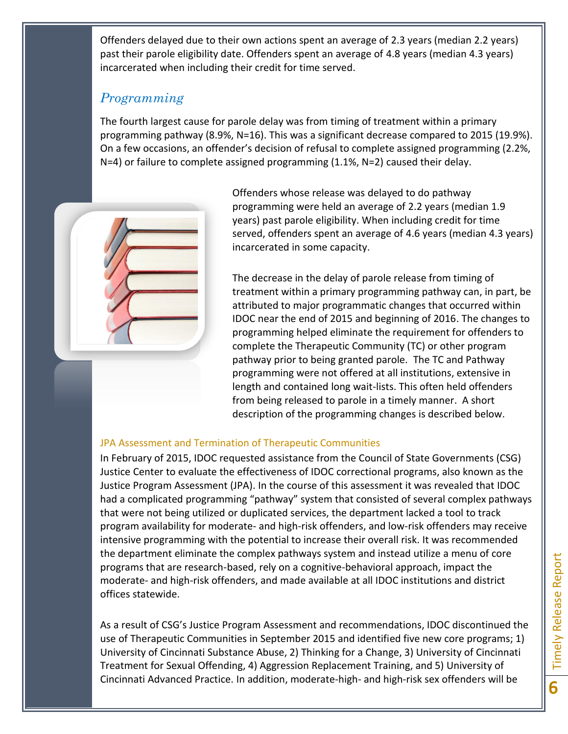Offenders delayed due to their own actions spent an average of 2.3 years (median 2.2 years) past their parole eligibility date. Offenders spent an average of 4.8 years (median 4.3 years) incarcerated when including their credit for time served.

## *Programming*

The fourth largest cause for parole delay was from timing of treatment within a primary programming pathway (8.9%, N=16). This was a significant decrease compared to 2015 (19.9%). On a few occasions, an offender's decision of refusal to complete assigned programming (2.2%, N=4) or failure to complete assigned programming (1.1%, N=2) caused their delay.

Offenders whose release was delayed to do pathway programming were held an average of 2.2 years (median 1.9 years) past parole eligibility. When including credit for time served, offenders spent an average of 4.6 years (median 4.3 years) incarcerated in some capacity.

The decrease in the delay of parole release from timing of treatment within a primary programming pathway can, in part, be attributed to major programmatic changes that occurred within IDOC near the end of 2015 and beginning of 2016. The changes to programming helped eliminate the requirement for offenders to complete the Therapeutic Community (TC) or other program pathway prior to being granted parole. The TC and Pathway programming were not offered at all institutions, extensive in length and contained long wait-lists. This often held offenders from being released to parole in a timely manner. A short description of the programming changes is described below.

### JPA Assessment and Termination of Therapeutic Communities

In February of 2015, IDOC requested assistance from the Council of State Governments (CSG) Justice Center to evaluate the effectiveness of IDOC correctional programs, also known as the Justice Program Assessment (JPA). In the course of this assessment it was revealed that IDOC had a complicated programming "pathway" system that consisted of several complex pathways that were not being utilized or duplicated services, the department lacked a tool to track program availability for moderate- and high-risk offenders, and low-risk offenders may receive intensive programming with the potential to increase their overall risk. It was recommended the department eliminate the complex pathways system and instead utilize a menu of core programs that are research-based, rely on a cognitive-behavioral approach, impact the moderate- and high-risk offenders, and made available at all IDOC institutions and district offices statewide.

As a result of CSG's Justice Program Assessment and recommendations, IDOC discontinued the use of Therapeutic Communities in September 2015 and identified five new core programs; 1) University of Cincinnati Substance Abuse, 2) Thinking for a Change, 3) University of Cincinnati Treatment for Sexual Offending, 4) Aggression Replacement Training, and 5) University of Cincinnati Advanced Practice. In addition, moderate-high- and high-risk sex offenders will be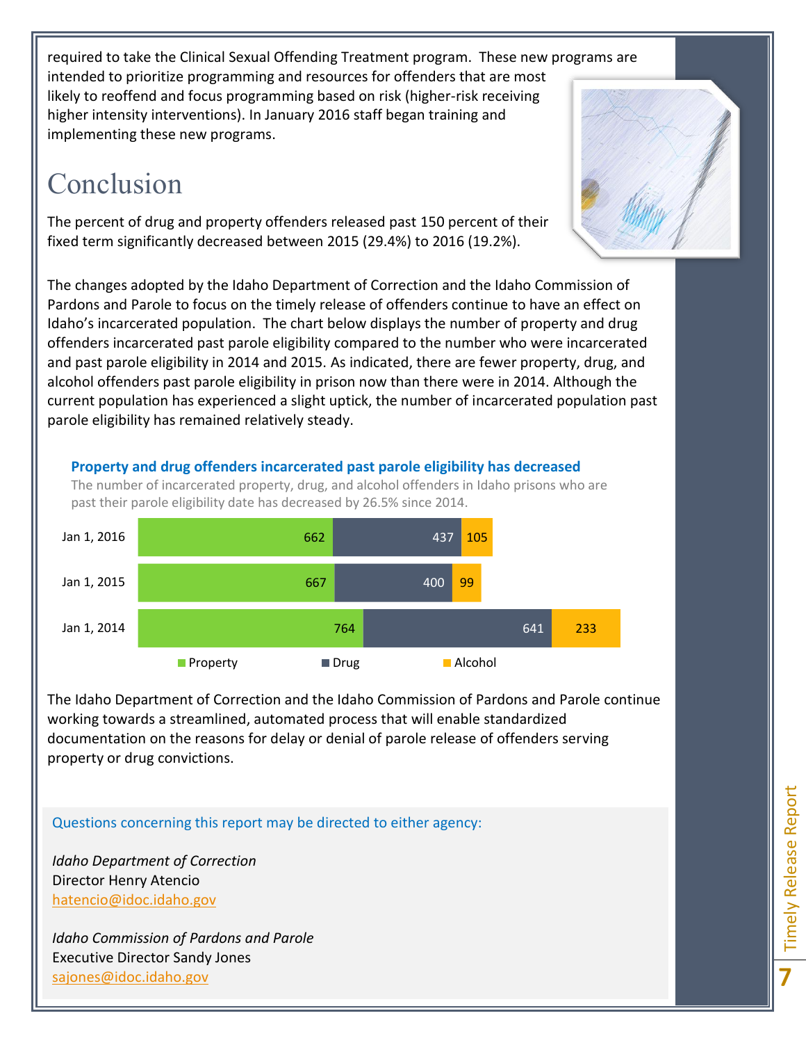required to take the Clinical Sexual Offending Treatment program. These new programs are intended to prioritize programming and resources for offenders that are most likely to reoffend and focus programming based on risk (higher-risk receiving higher intensity interventions). In January 2016 staff began training and implementing these new programs.

# Conclusion

The percent of drug and property offenders released past 150 percent of their fixed term significantly decreased between 2015 (29.4%) to 2016 (19.2%).

The changes adopted by the Idaho Department of Correction and the Idaho Commission of Pardons and Parole to focus on the timely release of offenders continue to have an effect on Idaho's incarcerated population. The chart below displays the number of property and drug offenders incarcerated past parole eligibility compared to the number who were incarcerated and past parole eligibility in 2014 and 2015. As indicated, there are fewer property, drug, and alcohol offenders past parole eligibility in prison now than there were in 2014. Although the current population has experienced a slight uptick, the number of incarcerated population past parole eligibility has remained relatively steady.

**Property and drug offenders incarcerated past parole eligibility has decreased**

The number of incarcerated property, drug, and alcohol offenders in Idaho prisons who are past their parole eligibility date has decreased by 26.5% since 2014.

Jan 1, 2016 662 437 105

Jan 1, 2015 667 400 99

Jan 1, 2014 764 641 233

Property Drug Alcohol

The Idaho Department of Correction and the Idaho Commission of Pardons and Parole continue working towards a streamlined, automated process that will enable standardized documentation on the reasons for delay or denial of parole release of offenders serving property or drug convictions.

Questions concerning this report may be directed to either agency:

*Idaho Department of Correction*
Director Henry Atencio
hatencio@idoc.idaho.gov

*Idaho Commission of Pardons and Parole*
Executive Director Sandy Jones
sajones@idoc.idaho.gov